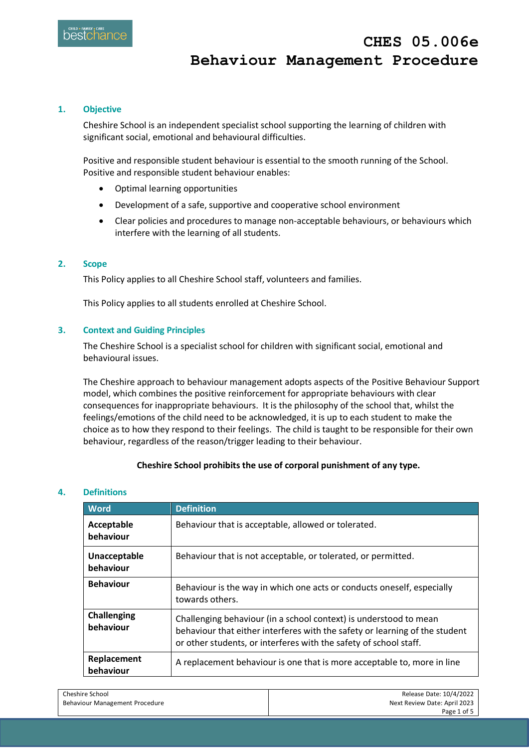# CHES 05.006e Behaviour Management Procedure

## 1. Objective

Cheshire School is an independent specialist school supporting the learning of children with significant social, emotional and behavioural difficulties.

Positive and responsible student behaviour is essential to the smooth running of the School. Positive and responsible student behaviour enables:

- Optimal learning opportunities
- Development of a safe, supportive and cooperative school environment
- Clear policies and procedures to manage non-acceptable behaviours, or behaviours which interfere with the learning of all students.

## 2. Scope

This Policy applies to all Cheshire School staff, volunteers and families.

This Policy applies to all students enrolled at Cheshire School.

## 3. Context and Guiding Principles

The Cheshire School is a specialist school for children with significant social, emotional and behavioural issues.

The Cheshire approach to behaviour management adopts aspects of the Positive Behaviour Support model, which combines the positive reinforcement for appropriate behaviours with clear consequences for inappropriate behaviours. It is the philosophy of the school that, whilst the feelings/emotions of the child need to be acknowledged, it is up to each student to make the choice as to how they respond to their feelings. The child is taught to be responsible for their own behaviour, regardless of the reason/trigger leading to their behaviour.

**Cheshire School prohibits the use of corporal punishment of any type.**

## 4. Definitions

| Word | Definition |
|---|---|
| **Acceptable behaviour** | Behaviour that is acceptable, allowed or tolerated. |
| **Unacceptable behaviour** | Behaviour that is not acceptable, or tolerated, or permitted. |
| **Behaviour** | Behaviour is the way in which one acts or conducts oneself, especially towards others. |
| **Challenging behaviour** | Challenging behaviour (in a school context) is understood to mean behaviour that either interferes with the safety or learning of the student or other students, or interferes with the safety of school staff. |
| **Replacement behaviour** | A replacement behaviour is one that is more acceptable to, more in line |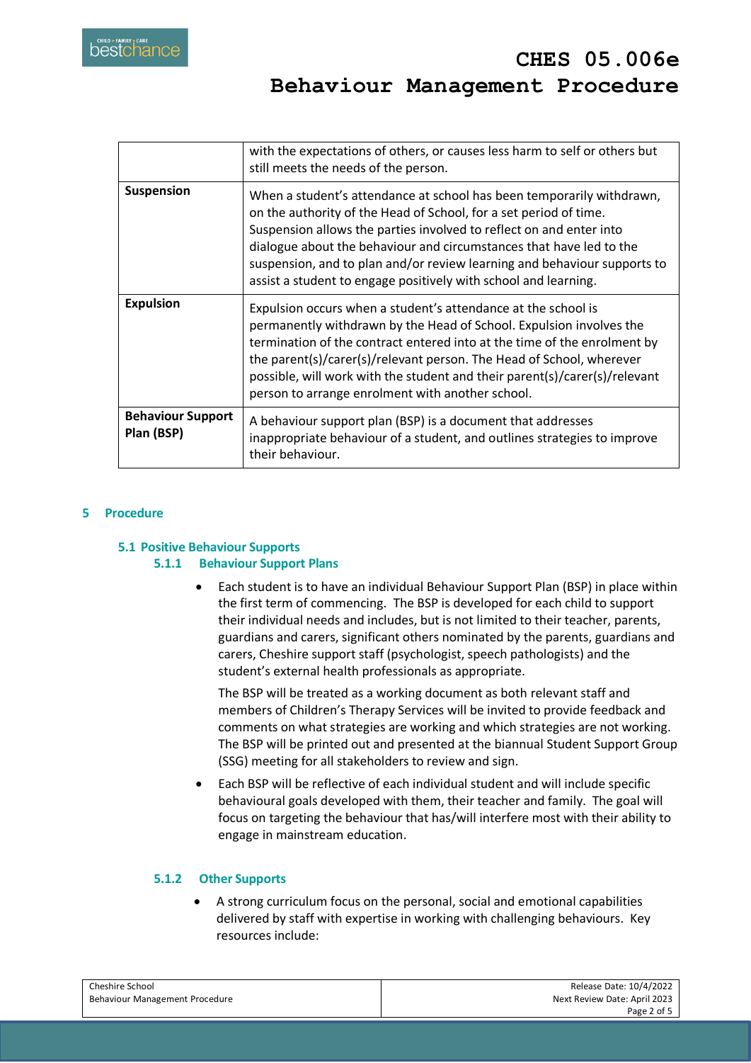|  |  |
|---|---|
|  | with the expectations of others, or causes less harm to self or others but still meets the needs of the person. |
| **Suspension** | When a student's attendance at school has been temporarily withdrawn, on the authority of the Head of School, for a set period of time. Suspension allows the parties involved to reflect on and enter into dialogue about the behaviour and circumstances that have led to the suspension, and to plan and/or review learning and behaviour supports to assist a student to engage positively with school and learning. |
| **Expulsion** | Expulsion occurs when a student's attendance at the school is permanently withdrawn by the Head of School. Expulsion involves the termination of the contract entered into at the time of the enrolment by the parent(s)/carer(s)/relevant person. The Head of School, wherever possible, will work with the student and their parent(s)/carer(s)/relevant person to arrange enrolment with another school. |
| **Behaviour Support Plan (BSP)** | A behaviour support plan (BSP) is a document that addresses inappropriate behaviour of a student, and outlines strategies to improve their behaviour. |

## 5 Procedure

### 5.1 Positive Behaviour Supports

#### 5.1.1 Behaviour Support Plans

- Each student is to have an individual Behaviour Support Plan (BSP) in place within the first term of commencing. The BSP is developed for each child to support their individual needs and includes, but is not limited to their teacher, parents, guardians and carers, significant others nominated by the parents, guardians and carers, Cheshire support staff (psychologist, speech pathologists) and the student's external health professionals as appropriate.

  The BSP will be treated as a working document as both relevant staff and members of Children's Therapy Services will be invited to provide feedback and comments on what strategies are working and which strategies are not working. The BSP will be printed out and presented at the biannual Student Support Group (SSG) meeting for all stakeholders to review and sign.

- Each BSP will be reflective of each individual student and will include specific behavioural goals developed with them, their teacher and family. The goal will focus on targeting the behaviour that has/will interfere most with their ability to engage in mainstream education.

#### 5.1.2 Other Supports

- A strong curriculum focus on the personal, social and emotional capabilities delivered by staff with expertise in working with challenging behaviours. Key resources include: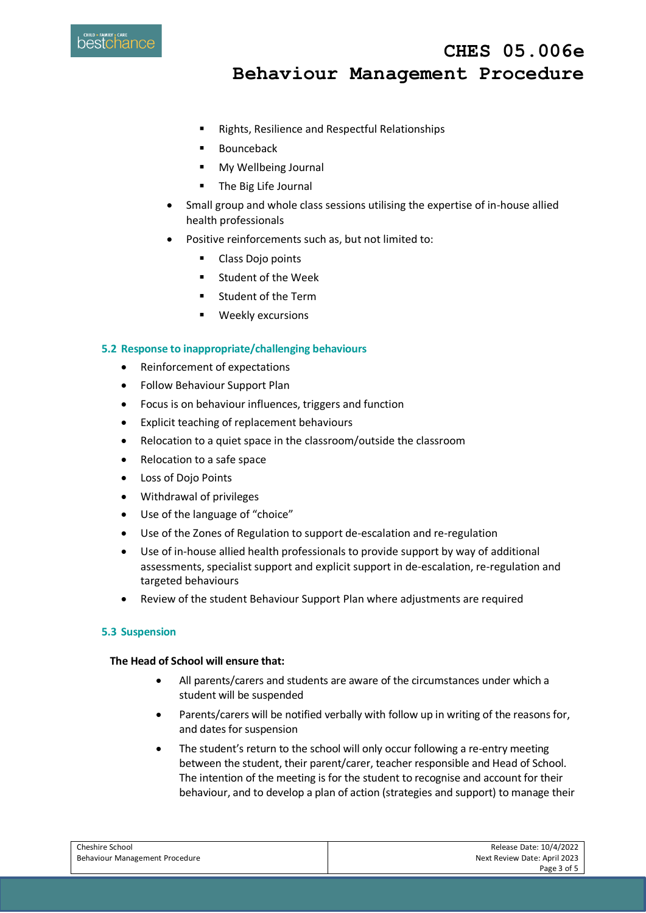- Rights, Resilience and Respectful Relationships
    - Bounceback
    - My Wellbeing Journal
    - The Big Life Journal
- Small group and whole class sessions utilising the expertise of in-house allied health professionals
- Positive reinforcements such as, but not limited to:
    - Class Dojo points
    - Student of the Week
    - Student of the Term
    - Weekly excursions

### 5.2 Response to inappropriate/challenging behaviours

- Reinforcement of expectations
- Follow Behaviour Support Plan
- Focus is on behaviour influences, triggers and function
- Explicit teaching of replacement behaviours
- Relocation to a quiet space in the classroom/outside the classroom
- Relocation to a safe space
- Loss of Dojo Points
- Withdrawal of privileges
- Use of the language of "choice"
- Use of the Zones of Regulation to support de-escalation and re-regulation
- Use of in-house allied health professionals to provide support by way of additional assessments, specialist support and explicit support in de-escalation, re-regulation and targeted behaviours
- Review of the student Behaviour Support Plan where adjustments are required

### 5.3 Suspension

**The Head of School will ensure that:**

- All parents/carers and students are aware of the circumstances under which a student will be suspended
- Parents/carers will be notified verbally with follow up in writing of the reasons for, and dates for suspension
- The student's return to the school will only occur following a re-entry meeting between the student, their parent/carer, teacher responsible and Head of School. The intention of the meeting is for the student to recognise and account for their behaviour, and to develop a plan of action (strategies and support) to manage their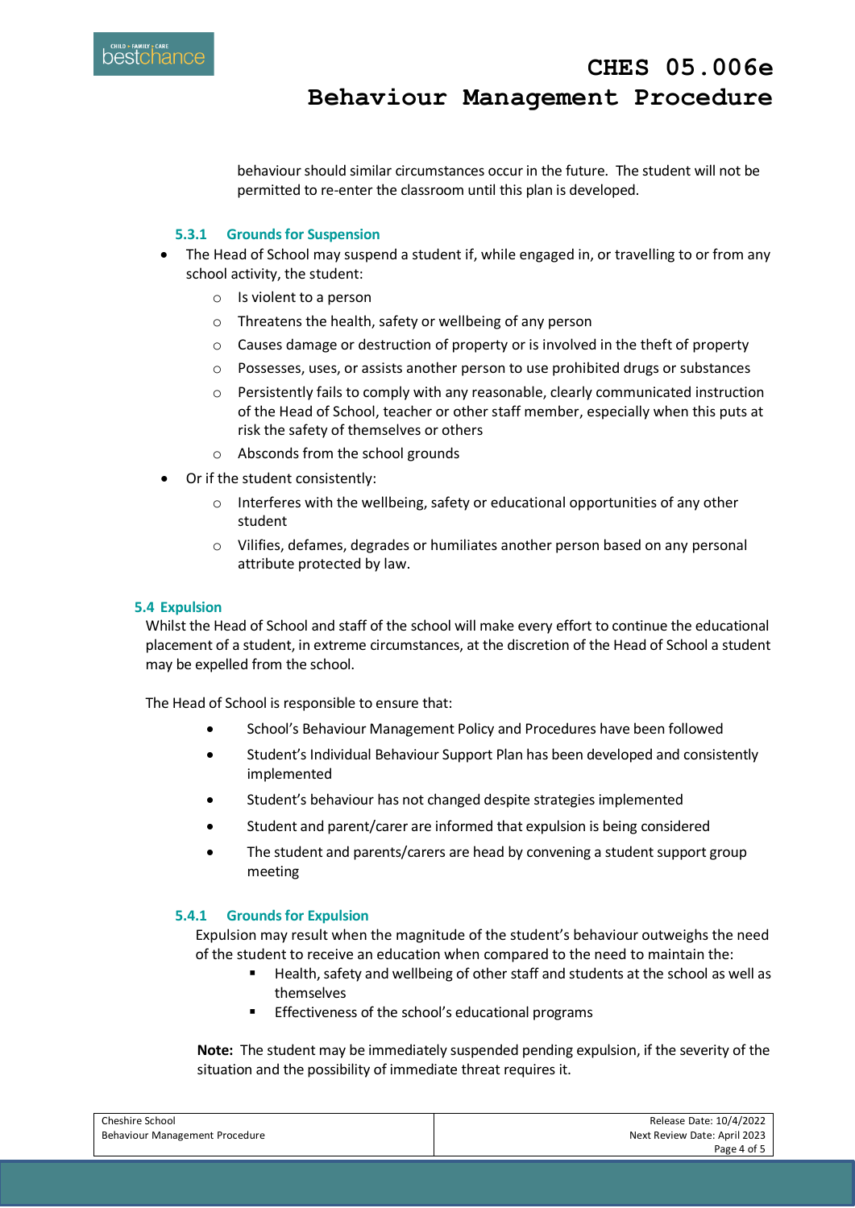behaviour should similar circumstances occur in the future. The student will not be permitted to re-enter the classroom until this plan is developed.

#### 5.3.1 Grounds for Suspension

- The Head of School may suspend a student if, while engaged in, or travelling to or from any school activity, the student:
  - Is violent to a person
  - Threatens the health, safety or wellbeing of any person
  - Causes damage or destruction of property or is involved in the theft of property
  - Possesses, uses, or assists another person to use prohibited drugs or substances
  - Persistently fails to comply with any reasonable, clearly communicated instruction of the Head of School, teacher or other staff member, especially when this puts at risk the safety of themselves or others
  - Absconds from the school grounds
- Or if the student consistently:
  - Interferes with the wellbeing, safety or educational opportunities of any other student
  - Vilifies, defames, degrades or humiliates another person based on any personal attribute protected by law.

### 5.4 Expulsion

Whilst the Head of School and staff of the school will make every effort to continue the educational placement of a student, in extreme circumstances, at the discretion of the Head of School a student may be expelled from the school.

The Head of School is responsible to ensure that:

- School's Behaviour Management Policy and Procedures have been followed
- Student's Individual Behaviour Support Plan has been developed and consistently implemented
- Student's behaviour has not changed despite strategies implemented
- Student and parent/carer are informed that expulsion is being considered
- The student and parents/carers are head by convening a student support group meeting

#### 5.4.1 Grounds for Expulsion

Expulsion may result when the magnitude of the student's behaviour outweighs the need of the student to receive an education when compared to the need to maintain the:

- Health, safety and wellbeing of other staff and students at the school as well as themselves
- Effectiveness of the school's educational programs

**Note:** The student may be immediately suspended pending expulsion, if the severity of the situation and the possibility of immediate threat requires it.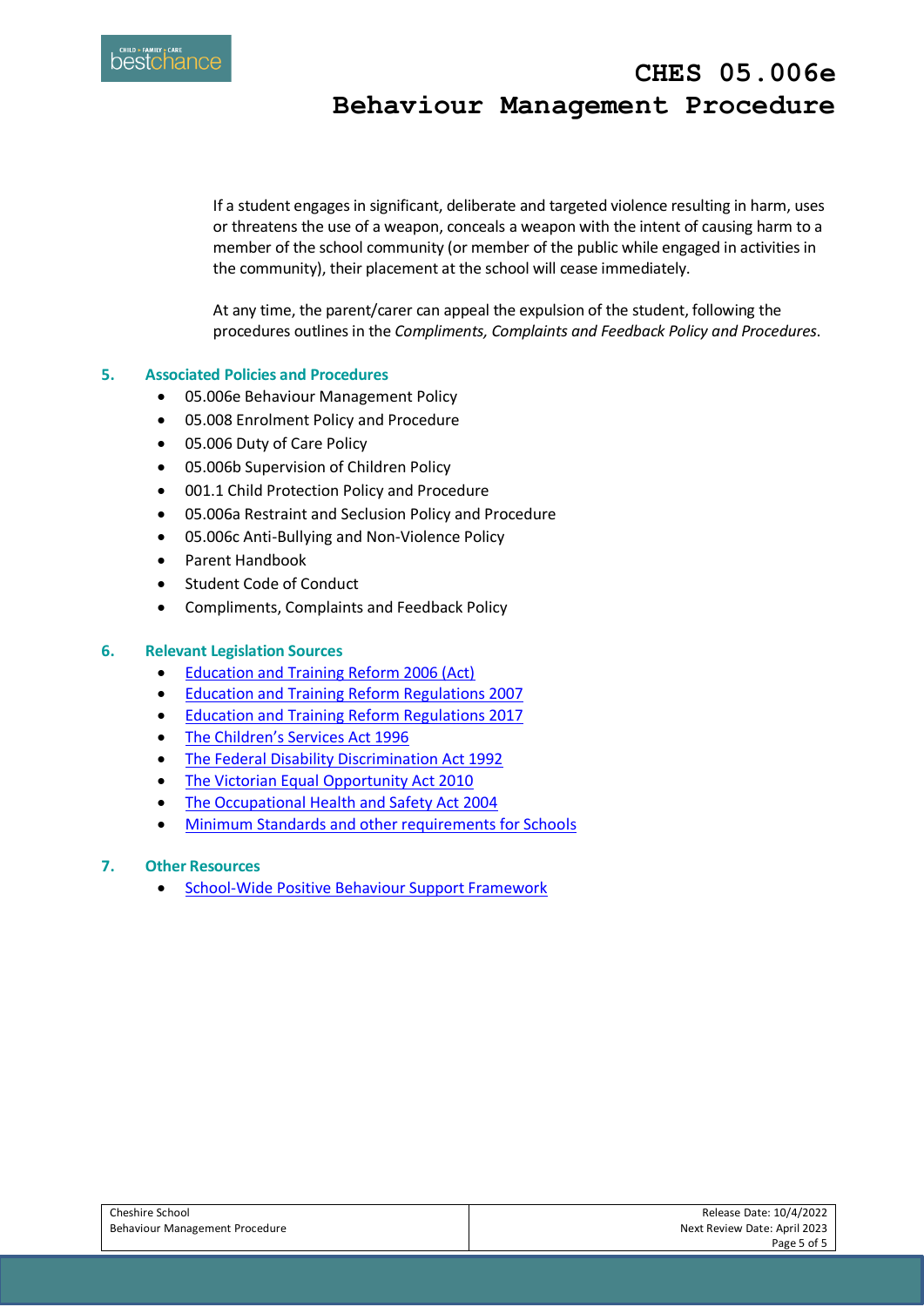If a student engages in significant, deliberate and targeted violence resulting in harm, uses or threatens the use of a weapon, conceals a weapon with the intent of causing harm to a member of the school community (or member of the public while engaged in activities in the community), their placement at the school will cease immediately.

At any time, the parent/carer can appeal the expulsion of the student, following the procedures outlines in the *Compliments, Complaints and Feedback Policy and Procedures*.

## 5. Associated Policies and Procedures

- 05.006e Behaviour Management Policy
- 05.008 Enrolment Policy and Procedure
- 05.006 Duty of Care Policy
- 05.006b Supervision of Children Policy
- 001.1 Child Protection Policy and Procedure
- 05.006a Restraint and Seclusion Policy and Procedure
- 05.006c Anti-Bullying and Non-Violence Policy
- Parent Handbook
- Student Code of Conduct
- Compliments, Complaints and Feedback Policy

## 6. Relevant Legislation Sources

- Education and Training Reform 2006 (Act)
- Education and Training Reform Regulations 2007
- Education and Training Reform Regulations 2017
- The Children's Services Act 1996
- The Federal Disability Discrimination Act 1992
- The Victorian Equal Opportunity Act 2010
- The Occupational Health and Safety Act 2004
- Minimum Standards and other requirements for Schools

## 7. Other Resources

- School-Wide Positive Behaviour Support Framework